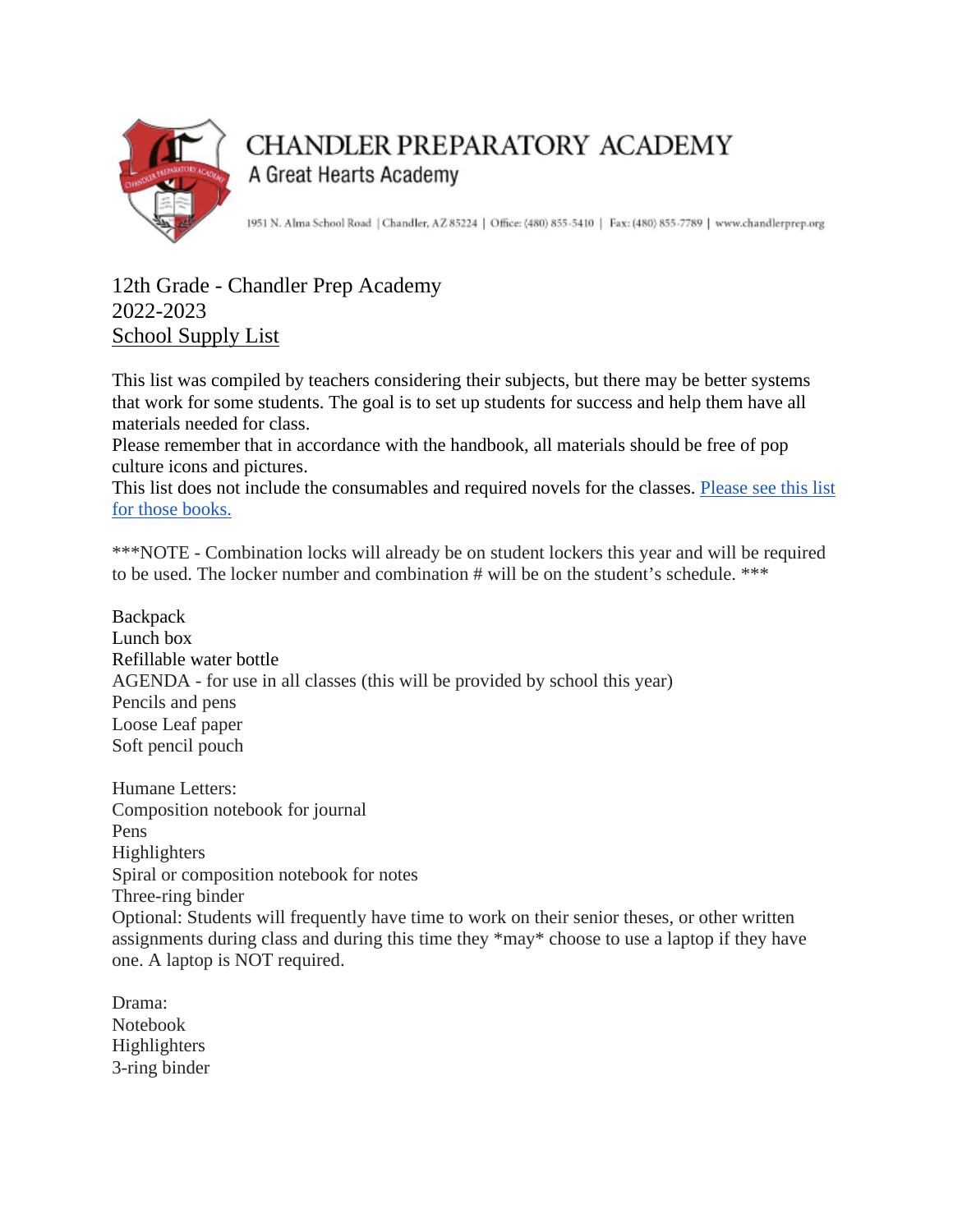# CHANDLER PREPARATORY ACADEMY

A Great Hearts Academy

1951 N. Alma School Road | Chandler, AZ 85224 | Office: (480) 855-5410 | Fax: (480) 855-7789 | www.chandlerprep.org

12th Grade - Chandler Prep Academy
2022-2023
School Supply List

This list was compiled by teachers considering their subjects, but there may be better systems that work for some students. The goal is to set up students for success and help them have all materials needed for class.
Please remember that in accordance with the handbook, all materials should be free of pop culture icons and pictures.
This list does not include the consumables and required novels for the classes. Please see this list for those books.

***NOTE - Combination locks will already be on student lockers this year and will be required to be used. The locker number and combination # will be on the student's schedule. ***

Backpack
Lunch box
Refillable water bottle
AGENDA - for use in all classes (this will be provided by school this year)
Pencils and pens
Loose Leaf paper
Soft pencil pouch

Humane Letters:
Composition notebook for journal
Pens
Highlighters
Spiral or composition notebook for notes
Three-ring binder
Optional: Students will frequently have time to work on their senior theses, or other written assignments during class and during this time they *may* choose to use a laptop if they have one. A laptop is NOT required.

Drama:
Notebook
Highlighters
3-ring binder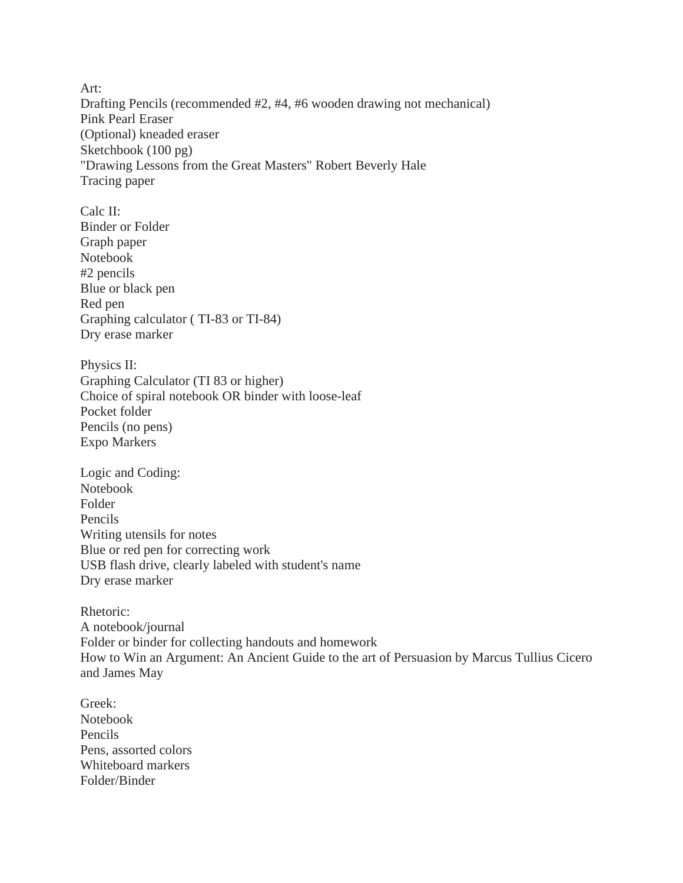Art:
Drafting Pencils (recommended #2, #4, #6 wooden drawing not mechanical)
Pink Pearl Eraser
(Optional) kneaded eraser
Sketchbook (100 pg)
"Drawing Lessons from the Great Masters" Robert Beverly Hale
Tracing paper

Calc II:
Binder or Folder
Graph paper
Notebook
#2 pencils
Blue or black pen
Red pen
Graphing calculator ( TI-83 or TI-84)
Dry erase marker

Physics II:
Graphing Calculator (TI 83 or higher)
Choice of spiral notebook OR binder with loose-leaf
Pocket folder
Pencils (no pens)
Expo Markers

Logic and Coding:
Notebook
Folder
Pencils
Writing utensils for notes
Blue or red pen for correcting work
USB flash drive, clearly labeled with student's name
Dry erase marker

Rhetoric:
A notebook/journal
Folder or binder for collecting handouts and homework
How to Win an Argument: An Ancient Guide to the art of Persuasion by Marcus Tullius Cicero and James May

Greek:
Notebook
Pencils
Pens, assorted colors
Whiteboard markers
Folder/Binder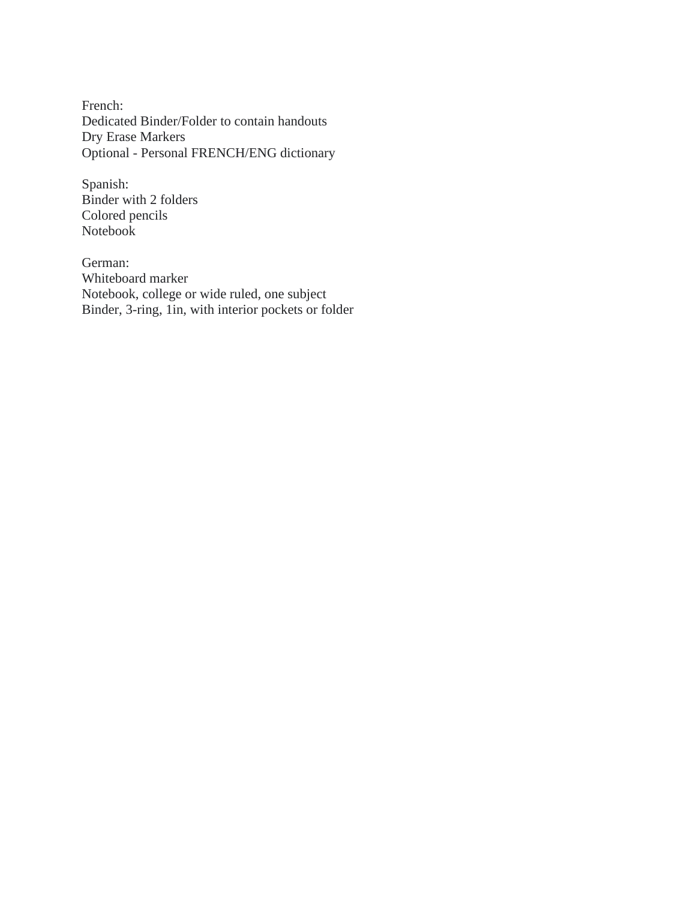French:
Dedicated Binder/Folder to contain handouts
Dry Erase Markers
Optional - Personal FRENCH/ENG dictionary

Spanish:
Binder with 2 folders
Colored pencils
Notebook

German:
Whiteboard marker
Notebook, college or wide ruled, one subject
Binder, 3-ring, 1in, with interior pockets or folder